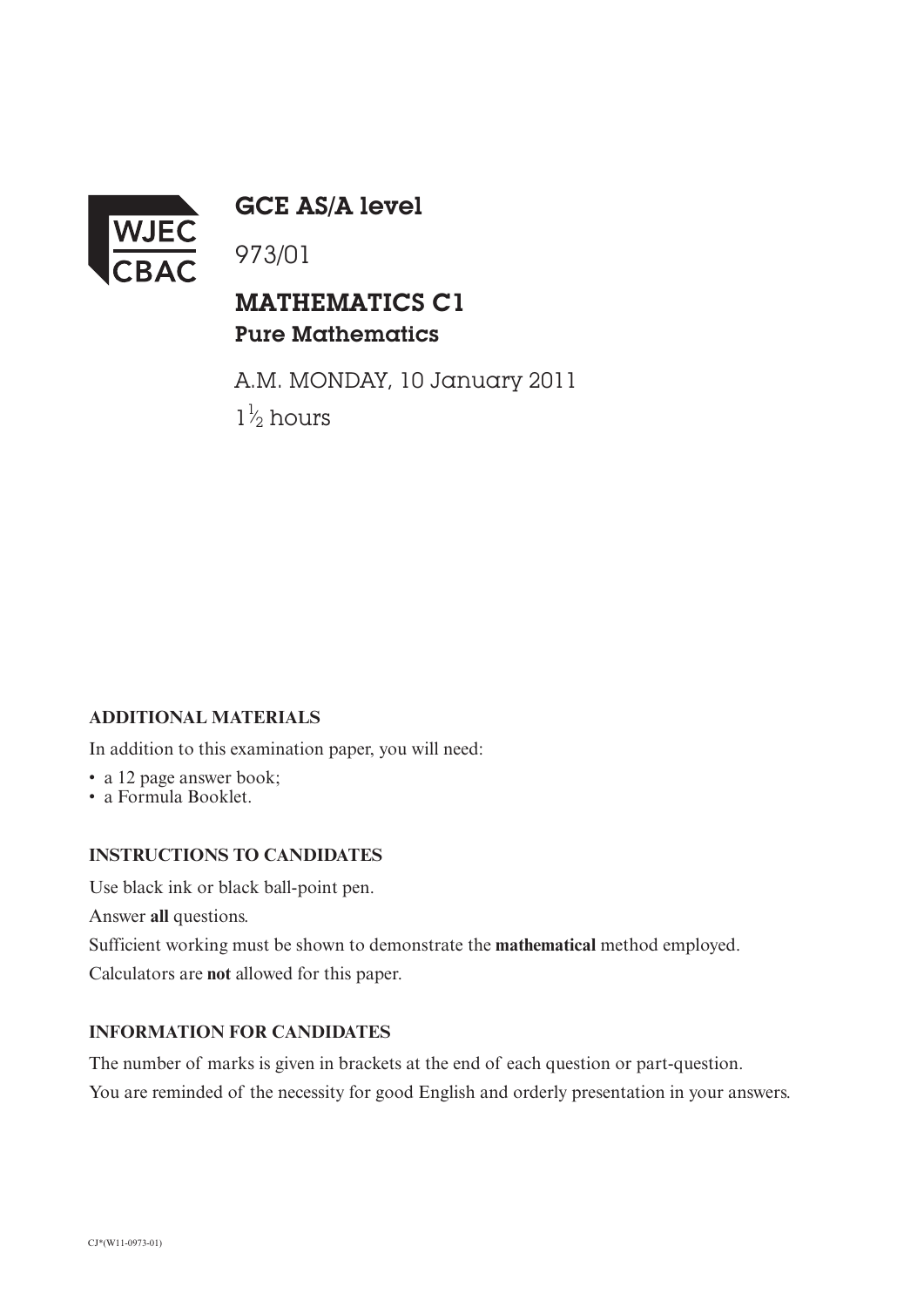WJEC CBAC

# GCE AS/A level

973/01

## MATHEMATICS C1
### Pure Mathematics

A.M. MONDAY, 10 January 2011

$1\frac{1}{2}$ hours

**ADDITIONAL MATERIALS**

In addition to this examination paper, you will need:

- a 12 page answer book;
- a Formula Booklet.

**INSTRUCTIONS TO CANDIDATES**

Use black ink or black ball-point pen.

Answer **all** questions.

Sufficient working must be shown to demonstrate the **mathematical** method employed.

Calculators are **not** allowed for this paper.

**INFORMATION FOR CANDIDATES**

The number of marks is given in brackets at the end of each question or part-question.

You are reminded of the necessity for good English and orderly presentation in your answers.

CJ*(W11-0973-01)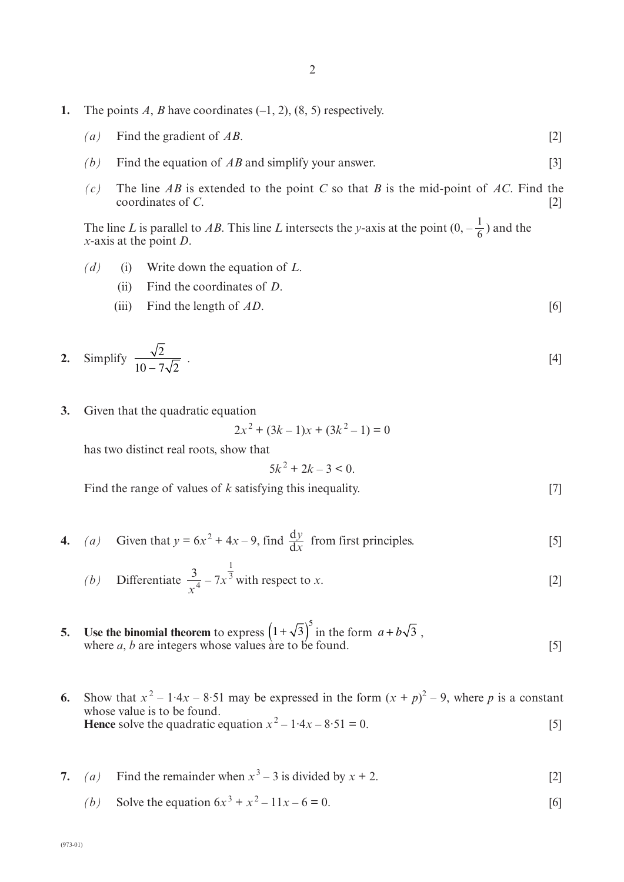**1.** The points $A$, $B$ have coordinates $(–1, 2)$, $(8, 5)$ respectively.

*(a)* Find the gradient of $AB$. [2]

*(b)* Find the equation of $AB$ and simplify your answer. [3]

*(c)* The line $AB$ is extended to the point $C$ so that $B$ is the mid-point of $AC$. Find the coordinates of $C$. [2]

The line $L$ is parallel to $AB$. This line $L$ intersects the $y$-axis at the point $(0, -\frac{1}{6})$ and the $x$-axis at the point $D$.

*(d)* (i) Write down the equation of $L$.

(ii) Find the coordinates of $D$.

(iii) Find the length of $AD$. [6]

**2.** Simplify $\dfrac{\sqrt{2}}{10 - 7\sqrt{2}}$ . [4]

**3.** Given that the quadratic equation

$$2x^2 + (3k - 1)x + (3k^2 - 1) = 0$$

has two distinct real roots, show that

$$5k^2 + 2k - 3 < 0.$$

Find the range of values of $k$ satisfying this inequality. [7]

**4.** *(a)* Given that $y = 6x^2 + 4x - 9$, find $\dfrac{dy}{dx}$ from first principles. [5]

*(b)* Differentiate $\dfrac{3}{x^4} - 7x^{\frac{1}{3}}$ with respect to $x$. [2]

**5.** **Use the binomial theorem** to express $\left(1+\sqrt{3}\right)^5$ in the form $a + b\sqrt{3}$ , where $a$, $b$ are integers whose values are to be found. [5]

**6.** Show that $x^2 - 1{\cdot}4x - 8{\cdot}51$ may be expressed in the form $(x + p)^2 - 9$, where $p$ is a constant whose value is to be found.
**Hence** solve the quadratic equation $x^2 - 1{\cdot}4x - 8{\cdot}51 = 0$. [5]

**7.** *(a)* Find the remainder when $x^3 - 3$ is divided by $x + 2$. [2]

*(b)* Solve the equation $6x^3 + x^2 - 11x - 6 = 0$. [6]

(973-01)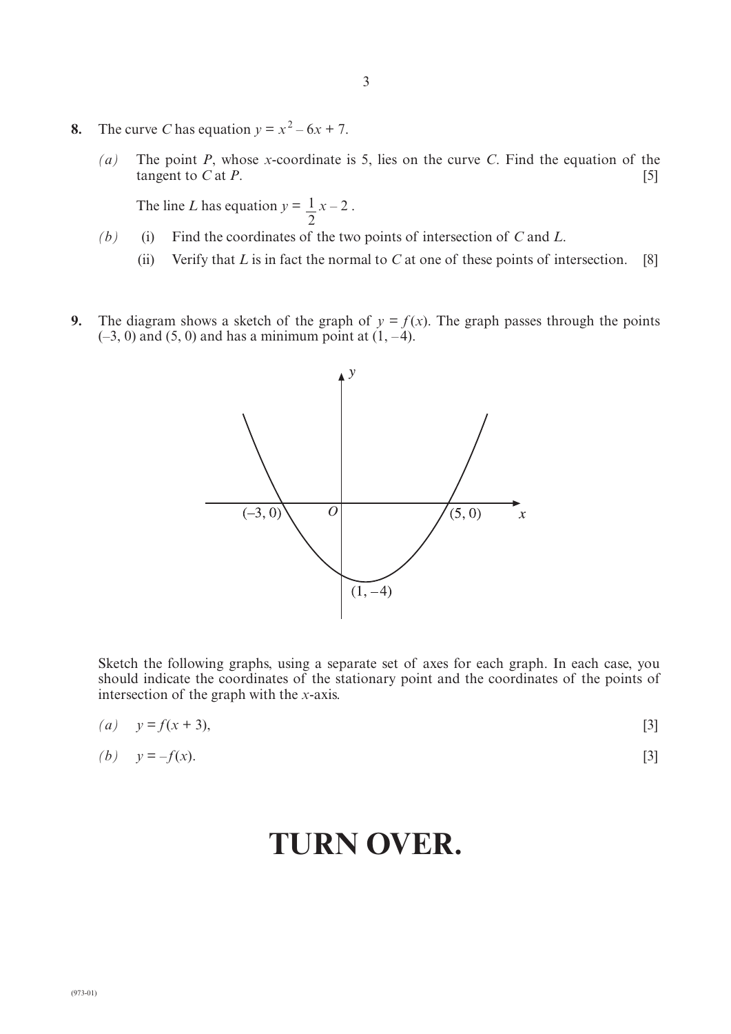**8.** The curve $C$ has equation $y = x^2 - 6x + 7$.

*(a)* The point $P$, whose $x$-coordinate is 5, lies on the curve $C$. Find the equation of the tangent to $C$ at $P$. [5]

The line $L$ has equation $y = \frac{1}{2}x - 2$.

*(b)* (i) Find the coordinates of the two points of intersection of $C$ and $L$.

(ii) Verify that $L$ is in fact the normal to $C$ at one of these points of intersection. [8]

**9.** The diagram shows a sketch of the graph of $y = f(x)$. The graph passes through the points $(-3, 0)$ and $(5, 0)$ and has a minimum point at $(1, -4)$.

Sketch the following graphs, using a separate set of axes for each graph. In each case, you should indicate the coordinates of the stationary point and the coordinates of the points of intersection of the graph with the $x$-axis.

*(a)* $y = f(x + 3)$, [3]

*(b)* $y = -f(x)$. [3]

# TURN OVER.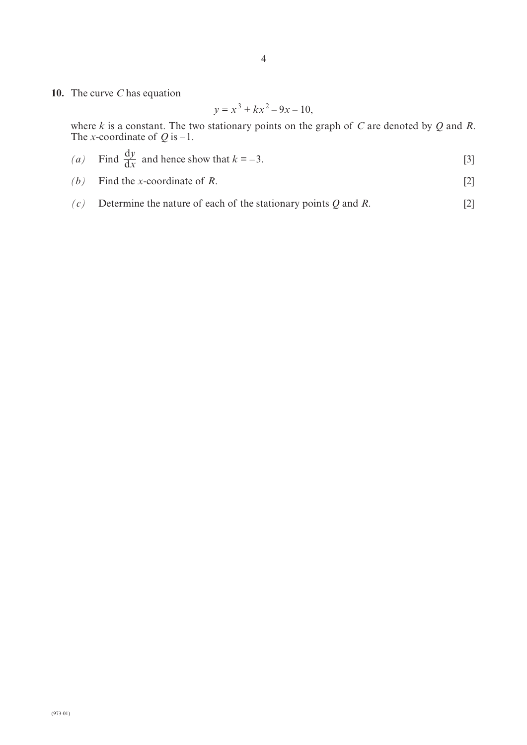**10.** The curve $C$ has equation

$$y = x^3 + kx^2 - 9x - 10,$$

where $k$ is a constant. The two stationary points on the graph of $C$ are denoted by $Q$ and $R$. The $x$-coordinate of $Q$ is $-1$.

*(a)* Find $\frac{dy}{dx}$ and hence show that $k = -3$. [3]

*(b)* Find the $x$-coordinate of $R$. [2]

*(c)* Determine the nature of each of the stationary points $Q$ and $R$. [2]

(973-01)